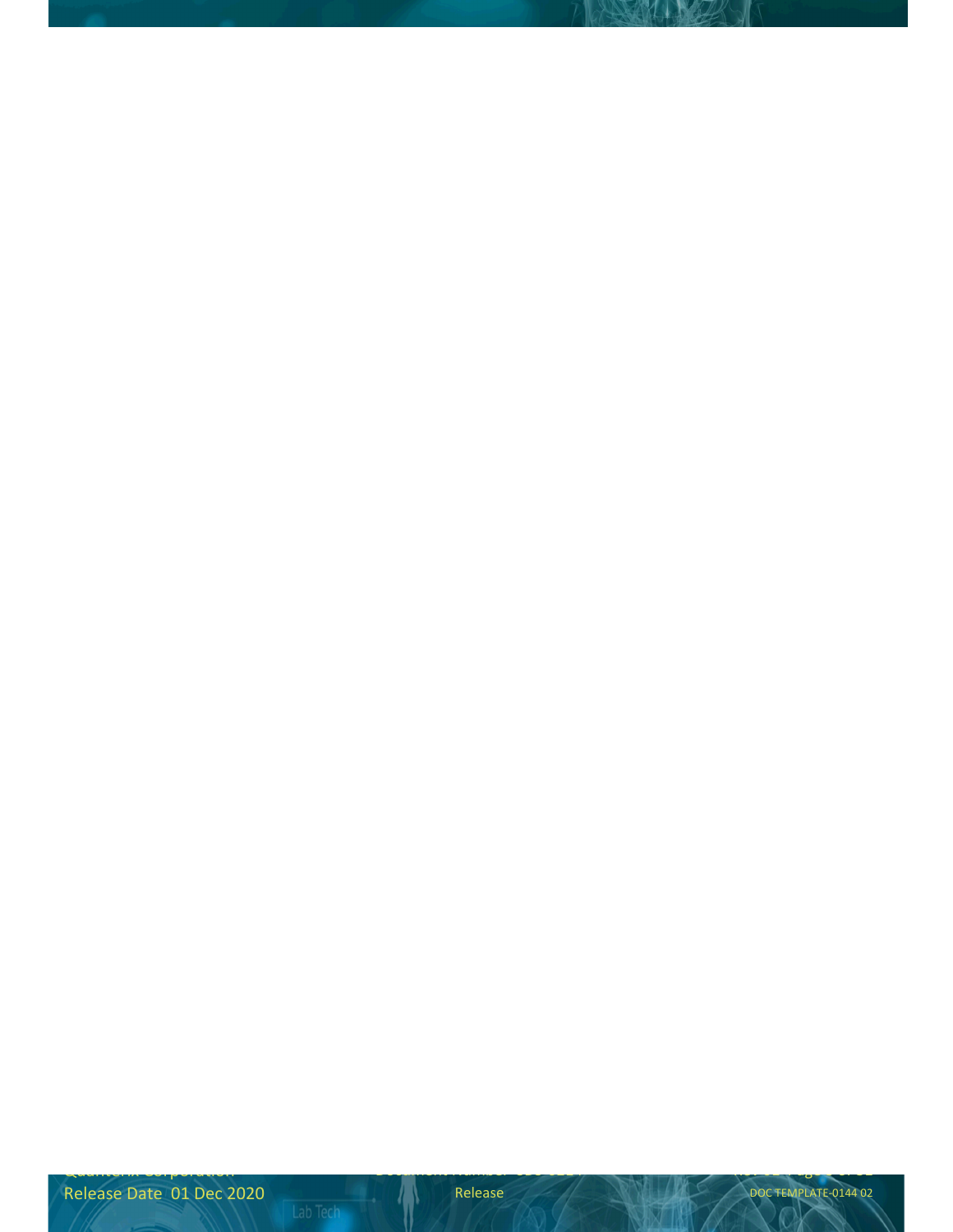Quanterix Corporation Document Number SDS-0214 Rev 01 Page 3 of 31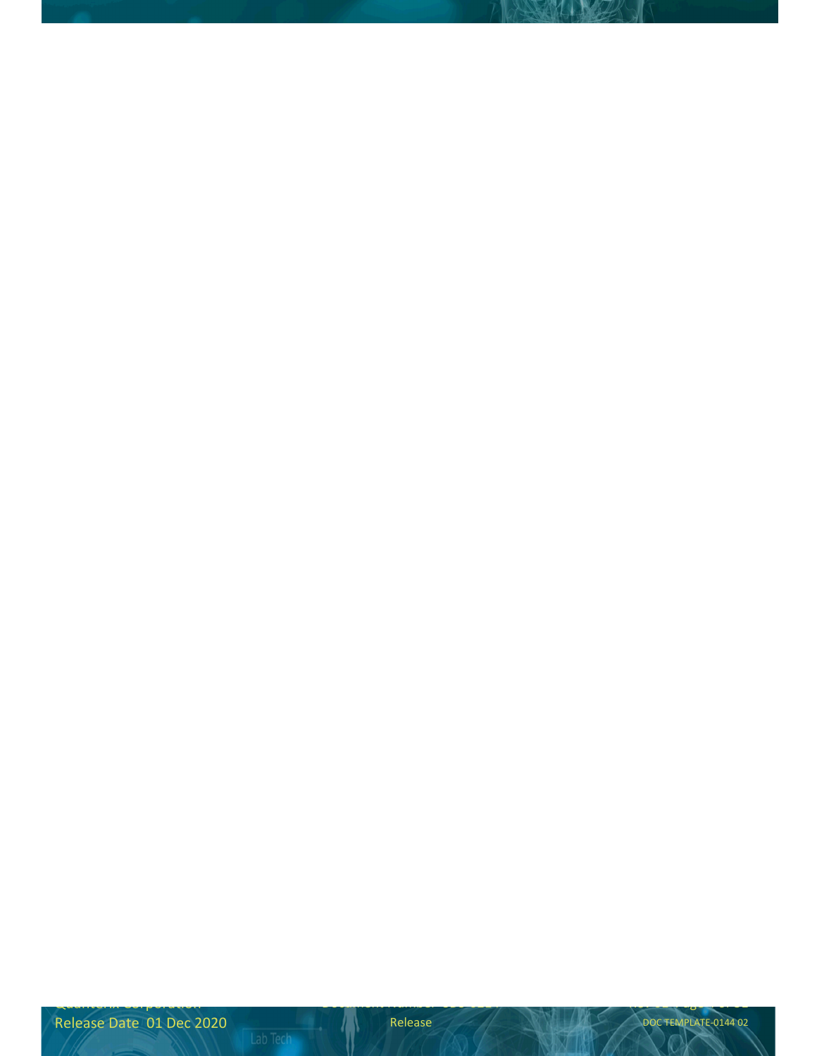Quanterix Corporation Document Number SDS-0214 Rev 01 Page 4 of 31